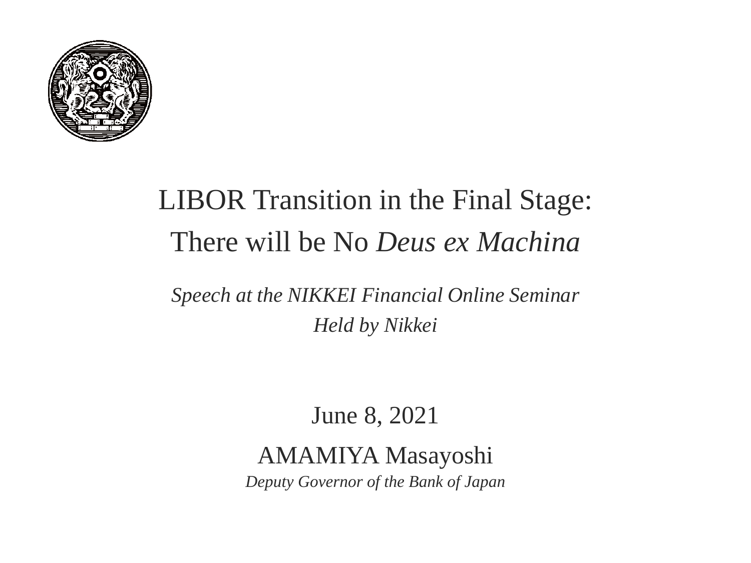# LIBOR Transition in the Final Stage: There will be No *Deus ex Machina*

*Speech at the NIKKEI Financial Online Seminar*
*Held by Nikkei*

June 8, 2021

AMAMIYA Masayoshi
*Deputy Governor of the Bank of Japan*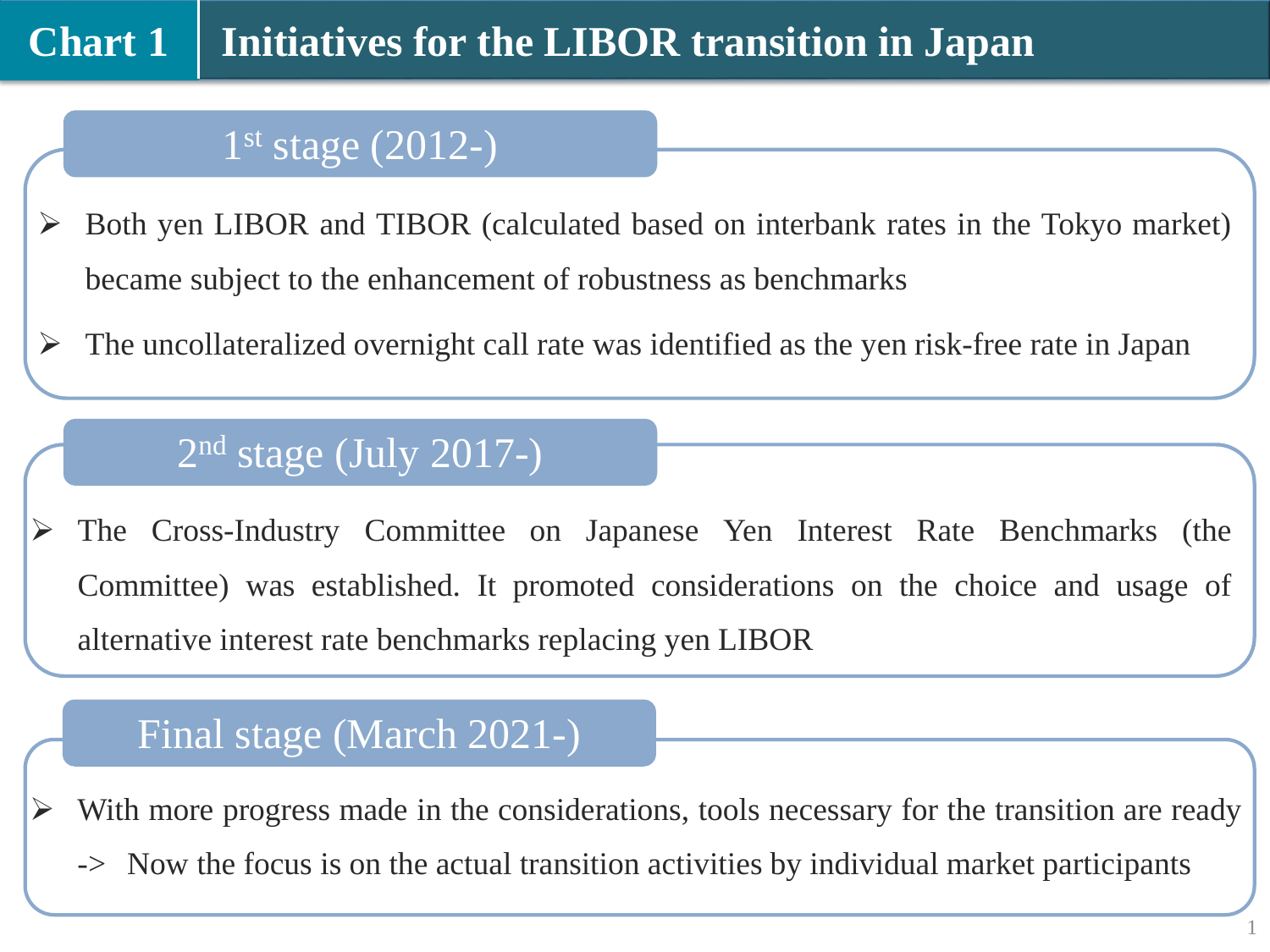# Chart 1 Initiatives for the LIBOR transition in Japan

## 1st stage (2012-)

- Both yen LIBOR and TIBOR (calculated based on interbank rates in the Tokyo market) became subject to the enhancement of robustness as benchmarks
- The uncollateralized overnight call rate was identified as the yen risk-free rate in Japan

## 2nd stage (July 2017-)

- The Cross-Industry Committee on Japanese Yen Interest Rate Benchmarks (the Committee) was established. It promoted considerations on the choice and usage of alternative interest rate benchmarks replacing yen LIBOR

## Final stage (March 2021-)

- With more progress made in the considerations, tools necessary for the transition are ready

  -> Now the focus is on the actual transition activities by individual market participants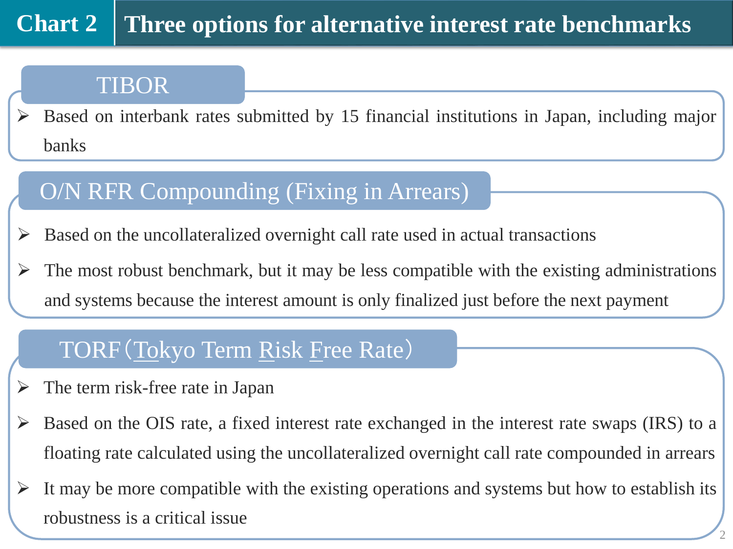# Chart 2　Three options for alternative interest rate benchmarks

## TIBOR

- Based on interbank rates submitted by 15 financial institutions in Japan, including major banks

## O/N RFR Compounding (Fixing in Arrears)

- Based on the uncollateralized overnight call rate used in actual transactions
- The most robust benchmark, but it may be less compatible with the existing administrations and systems because the interest amount is only finalized just before the next payment

## TORF（Tokyo Term Risk Free Rate）

- The term risk-free rate in Japan
- Based on the OIS rate, a fixed interest rate exchanged in the interest rate swaps (IRS) to a floating rate calculated using the uncollateralized overnight call rate compounded in arrears
- It may be more compatible with the existing operations and systems but how to establish its robustness is a critical issue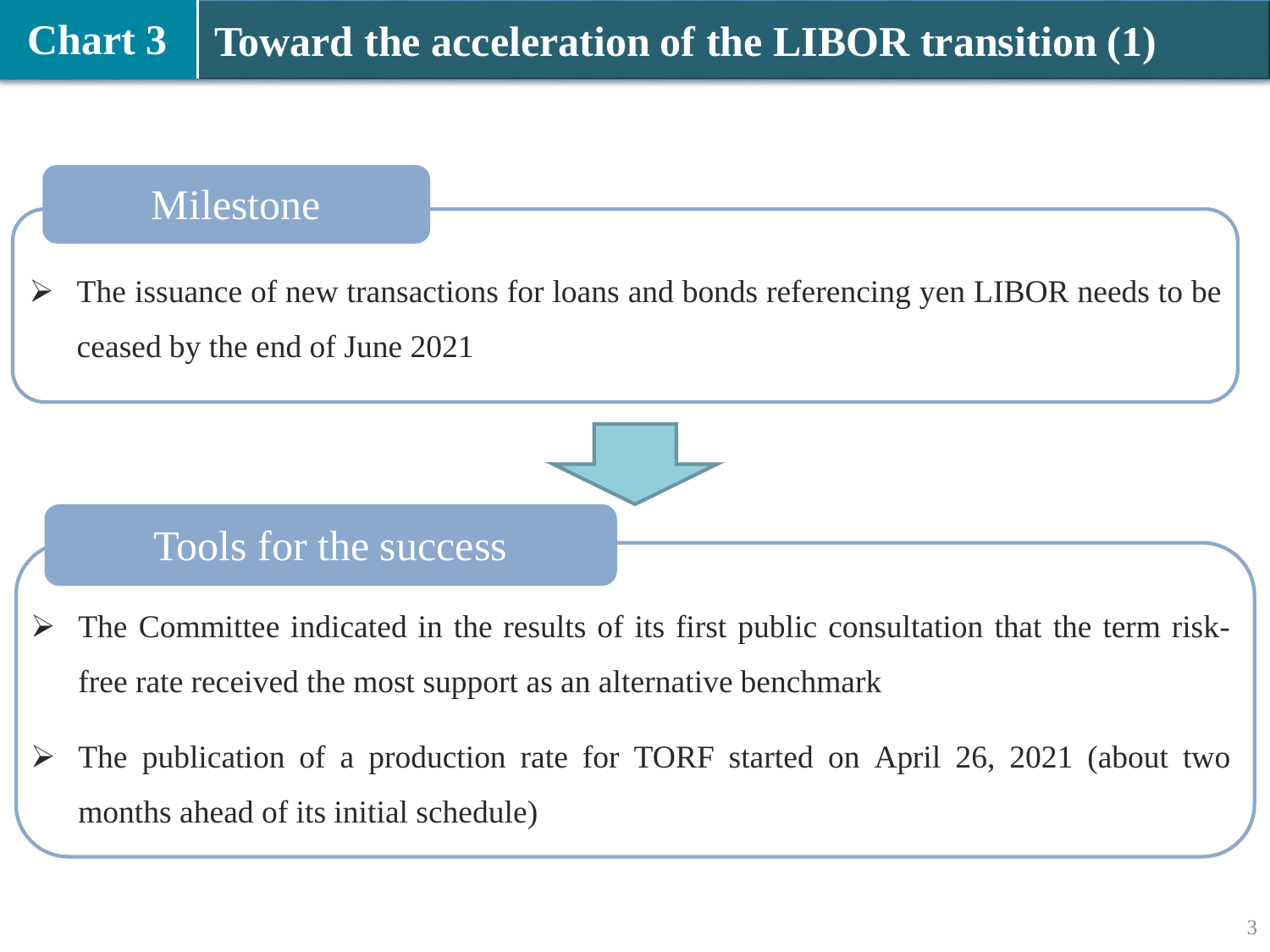# Chart 3 Toward the acceleration of the LIBOR transition (1)

## Milestone

- The issuance of new transactions for loans and bonds referencing yen LIBOR needs to be ceased by the end of June 2021

## Tools for the success

- The Committee indicated in the results of its first public consultation that the term risk-free rate received the most support as an alternative benchmark
- The publication of a production rate for TORF started on April 26, 2021 (about two months ahead of its initial schedule)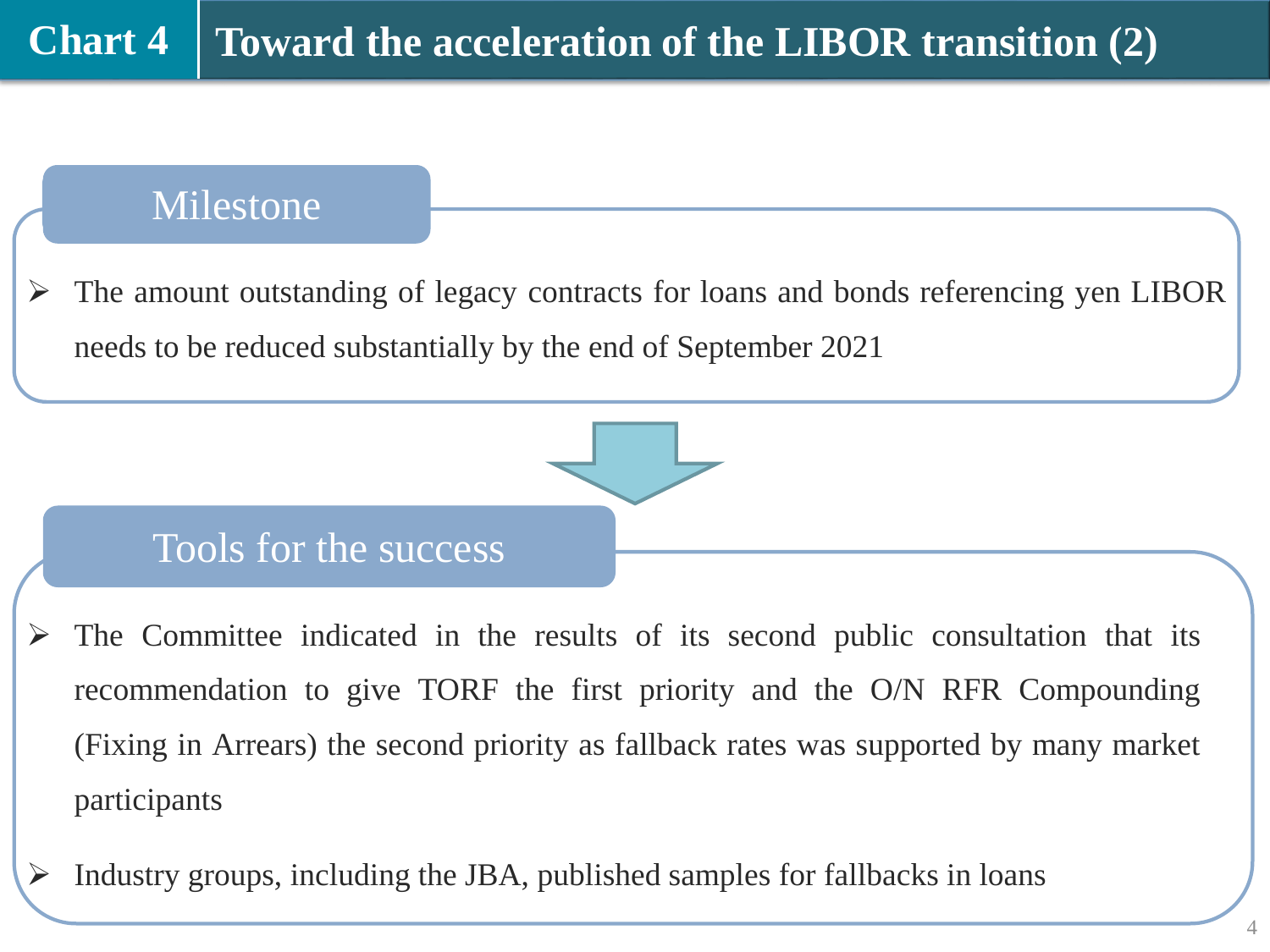# Chart 4 Toward the acceleration of the LIBOR transition (2)

## Milestone

- The amount outstanding of legacy contracts for loans and bonds referencing yen LIBOR needs to be reduced substantially by the end of September 2021

## Tools for the success

- The Committee indicated in the results of its second public consultation that its recommendation to give TORF the first priority and the O/N RFR Compounding (Fixing in Arrears) the second priority as fallback rates was supported by many market participants
- Industry groups, including the JBA, published samples for fallbacks in loans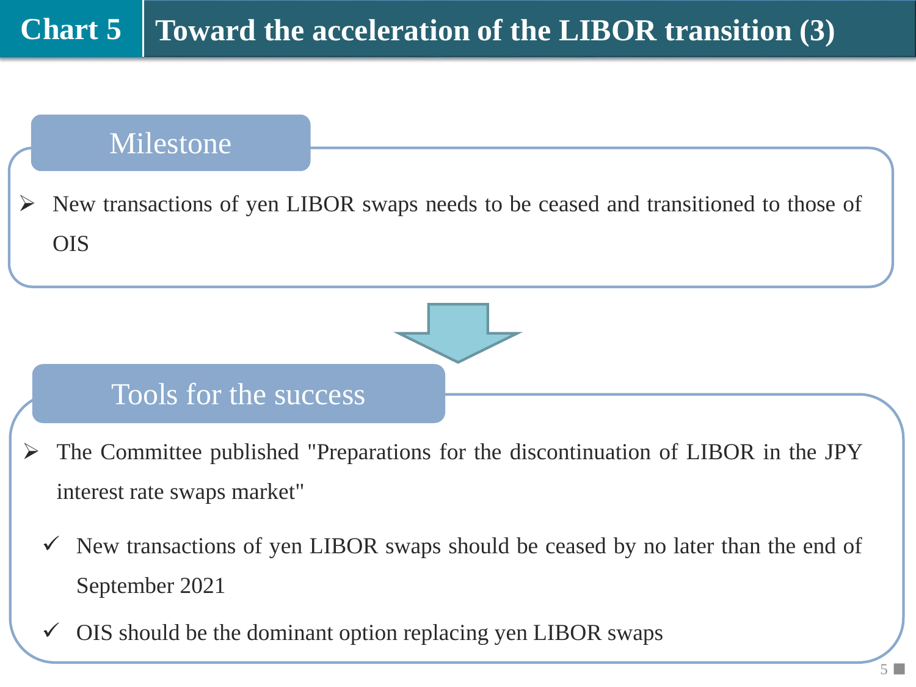# Chart 5 Toward the acceleration of the LIBOR transition (3)

## Milestone

- New transactions of yen LIBOR swaps needs to be ceased and transitioned to those of OIS

## Tools for the success

- The Committee published "Preparations for the discontinuation of LIBOR in the JPY interest rate swaps market"
  - ✓ New transactions of yen LIBOR swaps should be ceased by no later than the end of September 2021
  - ✓ OIS should be the dominant option replacing yen LIBOR swaps